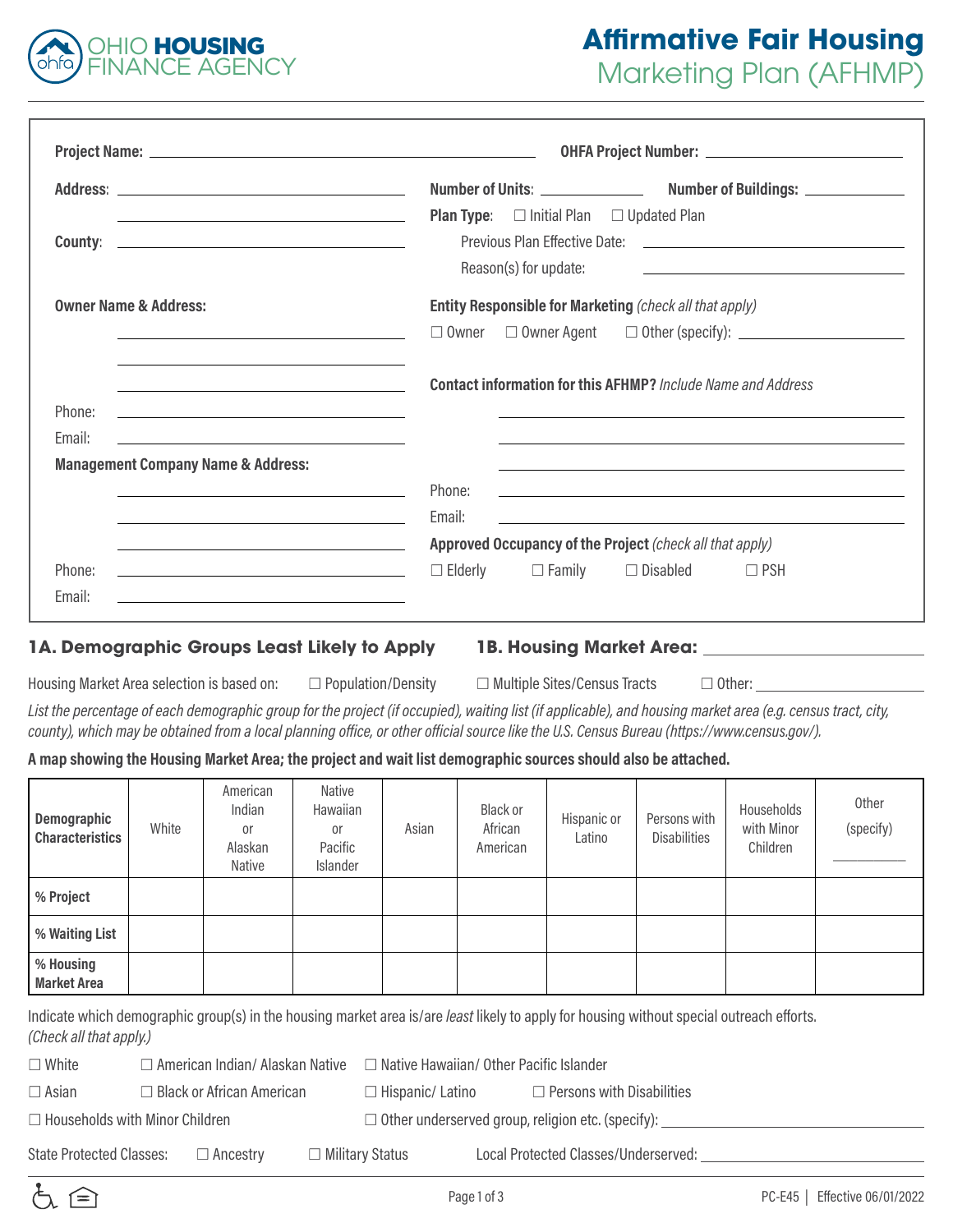# Affirmative Fair Housing Marketing Plan (AFHMP)

OHIO HOUSING FINANCE AGENCY

**Project Name:** ______________________ **OHFA Project Number:** ______________________

**Address:** ______________________

______________________

**County:** ______________________

**Number of Units:** ____________ **Number of Buildings:** ____________

**Plan Type:** ☐ Initial Plan ☐ Updated Plan

Previous Plan Effective Date: ______________________

Reason(s) for update: ______________________

**Owner Name & Address:**

______________________

______________________

______________________

Phone: ______________________

Email: ______________________

**Entity Responsible for Marketing** *(check all that apply)*

☐ Owner ☐ Owner Agent ☐ Other (specify): ______________________

**Contact information for this AFHMP?** *Include Name and Address*

______________________

______________________

______________________

Phone: ______________________

Email: ______________________

**Management Company Name & Address:**

______________________

______________________

______________________

Phone: ______________________

Email: ______________________

**Approved Occupancy of the Project** *(check all that apply)*

☐ Elderly ☐ Family ☐ Disabled ☐ PSH

## 1A. Demographic Groups Least Likely to Apply

## 1B. Housing Market Area: ______________________

Housing Market Area selection is based on: ☐ Population/Density ☐ Multiple Sites/Census Tracts ☐ Other: ______________________

*List the percentage of each demographic group for the project (if occupied), waiting list (if applicable), and housing market area (e.g. census tract, city, county), which may be obtained from a local planning office, or other official source like the U.S. Census Bureau (https://www.census.gov/).*

**A map showing the Housing Market Area; the project and wait list demographic sources should also be attached.**

| Demographic Characteristics | White | American Indian or Alaskan Native | Native Hawaiian or Pacific Islander | Asian | Black or African American | Hispanic or Latino | Persons with Disabilities | Households with Minor Children | Other (specify) ________ |
|---|---|---|---|---|---|---|---|---|---|
| % Project | | | | | | | | | |
| % Waiting List | | | | | | | | | |
| % Housing Market Area | | | | | | | | | |

Indicate which demographic group(s) in the housing market area is/are *least* likely to apply for housing without special outreach efforts. *(Check all that apply.)*

☐ White ☐ American Indian/ Alaskan Native ☐ Native Hawaiian/ Other Pacific Islander

☐ Asian ☐ Black or African American ☐ Hispanic/ Latino ☐ Persons with Disabilities

☐ Households with Minor Children ☐ Other underserved group, religion etc. (specify): ______________________

State Protected Classes: ☐ Ancestry ☐ Military Status Local Protected Classes/Underserved: ______________________

PC-E45 | Effective 06/01/2022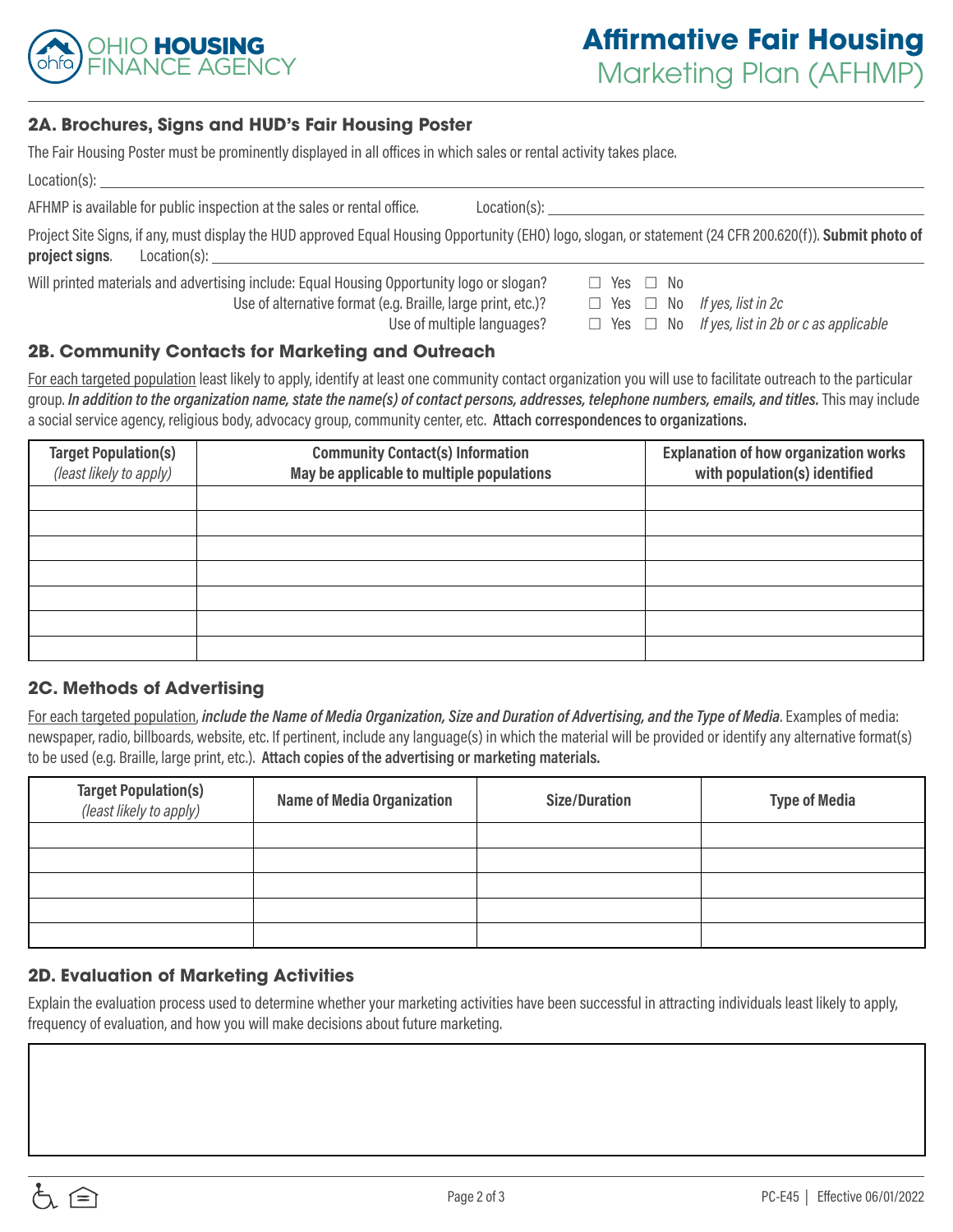## 2A. Brochures, Signs and HUD's Fair Housing Poster

The Fair Housing Poster must be prominently displayed in all offices in which sales or rental activity takes place.

Location(s): ______________________________

AFHMP is available for public inspection at the sales or rental office. Location(s): ______________________________

Project Site Signs, if any, must display the HUD approved Equal Housing Opportunity (EHO) logo, slogan, or statement (24 CFR 200.620(f)). **Submit photo of project signs**. Location(s): ______________________________

Will printed materials and advertising include: Equal Housing Opportunity logo or slogan? ☐ Yes ☐ No

Use of alternative format (e.g. Braille, large print, etc.)? ☐ Yes ☐ No *If yes, list in 2c*

Use of multiple languages? ☐ Yes ☐ No *If yes, list in 2b or c as applicable*

## 2B. Community Contacts for Marketing and Outreach

For each targeted population least likely to apply, identify at least one community contact organization you will use to facilitate outreach to the particular group. ***In addition to the organization name, state the name(s) of contact persons, addresses, telephone numbers, emails, and titles.*** This may include a social service agency, religious body, advocacy group, community center, etc. **Attach correspondences to organizations.**

| Target Population(s) *(least likely to apply)* | Community Contact(s) Information May be applicable to multiple populations | Explanation of how organization works with population(s) identified |
|---|---|---|
| | | |
| | | |
| | | |
| | | |
| | | |
| | | |
| | | |

## 2C. Methods of Advertising

For each targeted population, ***include the Name of Media Organization, Size and Duration of Advertising, and the Type of Media***. Examples of media: newspaper, radio, billboards, website, etc. If pertinent, include any language(s) in which the material will be provided or identify any alternative format(s) to be used (e.g. Braille, large print, etc.). **Attach copies of the advertising or marketing materials.**

| Target Population(s) *(least likely to apply)* | Name of Media Organization | Size/Duration | Type of Media |
|---|---|---|---|
| | | | |
| | | | |
| | | | |
| | | | |
| | | | |

## 2D. Evaluation of Marketing Activities

Explain the evaluation process used to determine whether your marketing activities have been successful in attracting individuals least likely to apply, frequency of evaluation, and how you will make decisions about future marketing.

PC-E45 | Effective 06/01/2022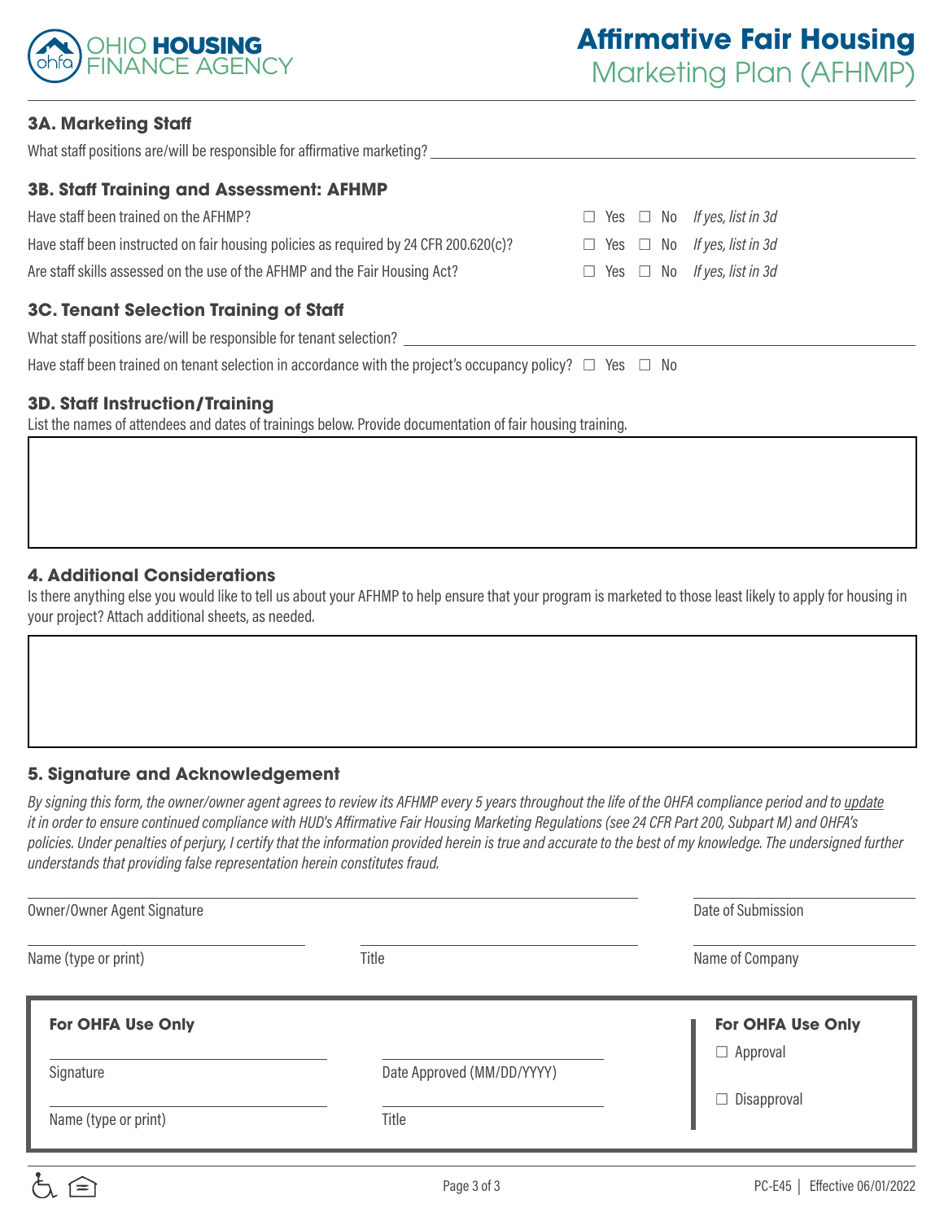# Affirmative Fair Housing Marketing Plan (AFHMP)

### 3A. Marketing Staff

What staff positions are/will be responsible for affirmative marketing? \_\_\_\_\_\_\_\_\_\_\_\_\_\_\_\_\_\_\_\_\_\_\_\_\_\_\_\_\_\_\_\_\_\_\_\_\_\_\_\_

### 3B. Staff Training and Assessment: AFHMP

| | | |
|---|---|---|
| Have staff been trained on the AFHMP? | ☐ Yes ☐ No | *If yes, list in 3d* |
| Have staff been instructed on fair housing policies as required by 24 CFR 200.620(c)? | ☐ Yes ☐ No | *If yes, list in 3d* |
| Are staff skills assessed on the use of the AFHMP and the Fair Housing Act? | ☐ Yes ☐ No | *If yes, list in 3d* |

### 3C. Tenant Selection Training of Staff

What staff positions are/will be responsible for tenant selection? \_\_\_\_\_\_\_\_\_\_\_\_\_\_\_\_\_\_\_\_\_\_\_\_\_\_\_\_\_\_\_\_\_\_\_\_\_\_\_\_

Have staff been trained on tenant selection in accordance with the project's occupancy policy? ☐ Yes ☐ No

### 3D. Staff Instruction/Training

List the names of attendees and dates of trainings below. Provide documentation of fair housing training.

### 4. Additional Considerations

Is there anything else you would like to tell us about your AFHMP to help ensure that your program is marketed to those least likely to apply for housing in your project? Attach additional sheets, as needed.

### 5. Signature and Acknowledgement

*By signing this form, the owner/owner agent agrees to review its AFHMP every 5 years throughout the life of the OHFA compliance period and to update it in order to ensure continued compliance with HUD's Affirmative Fair Housing Marketing Regulations (see 24 CFR Part 200, Subpart M) and OHFA's policies. Under penalties of perjury, I certify that the information provided herein is true and accurate to the best of my knowledge. The undersigned further understands that providing false representation herein constitutes fraud.*

\_\_\_\_\_\_\_\_\_\_\_\_\_\_\_\_\_\_\_\_\_\_\_\_\_\_\_\_\_\_\_\_\_\_\_\_\_\_\_\_ \_\_\_\_\_\_\_\_\_\_\_\_\_\_\_\_\_\_\_\_
Owner/Owner Agent Signature — Date of Submission

\_\_\_\_\_\_\_\_\_\_\_\_\_\_\_\_\_\_\_\_ \_\_\_\_\_\_\_\_\_\_\_\_\_\_\_\_\_\_\_\_ \_\_\_\_\_\_\_\_\_\_\_\_\_\_\_\_\_\_\_\_
Name (type or print) — Title — Name of Company

**For OHFA Use Only**

\_\_\_\_\_\_\_\_\_\_\_\_\_\_\_\_\_\_\_\_ \_\_\_\_\_\_\_\_\_\_\_\_\_\_\_\_\_\_\_\_
Signature — Date Approved (MM/DD/YYYY)

\_\_\_\_\_\_\_\_\_\_\_\_\_\_\_\_\_\_\_\_ \_\_\_\_\_\_\_\_\_\_\_\_\_\_\_\_\_\_\_\_
Name (type or print) — Title

**For OHFA Use Only**

☐ Approval

☐ Disapproval

PC-E45 | Effective 06/01/2022